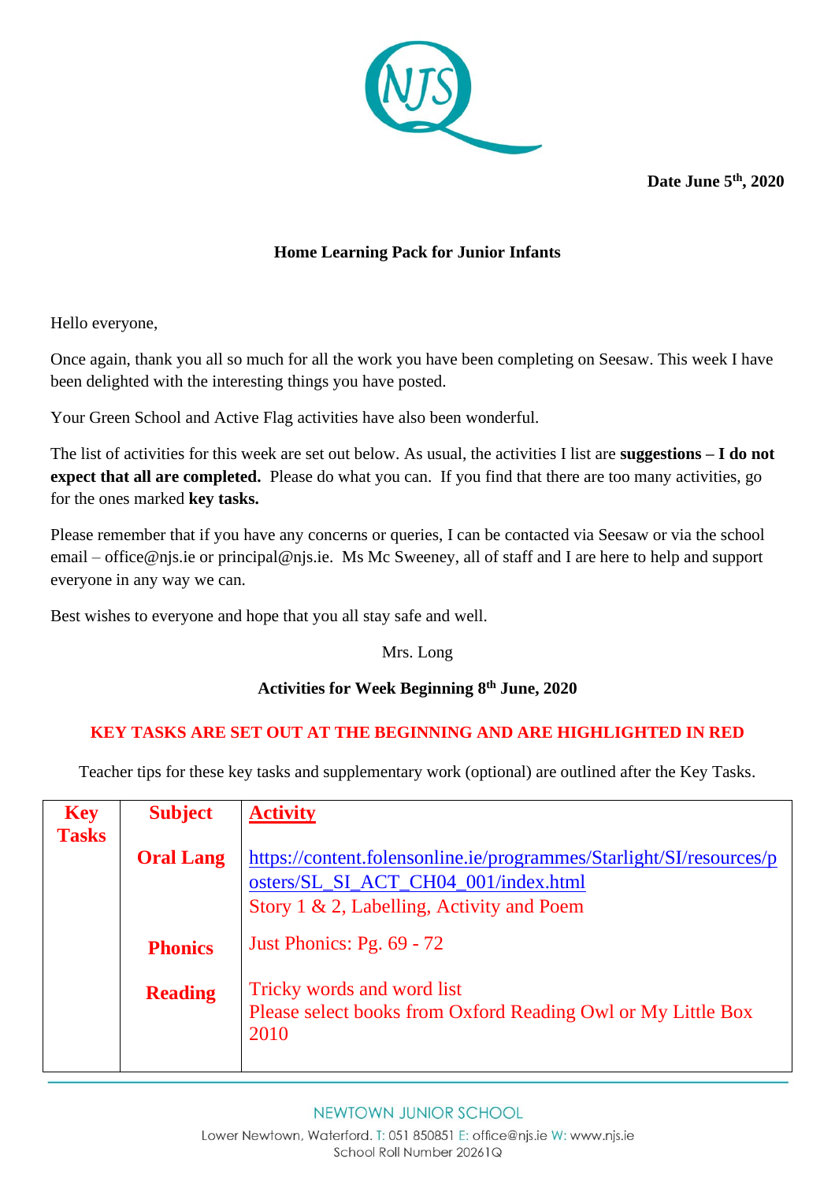**Date June 5th, 2020**

**Home Learning Pack for Junior Infants**

Hello everyone,

Once again, thank you all so much for all the work you have been completing on Seesaw. This week I have been delighted with the interesting things you have posted.

Your Green School and Active Flag activities have also been wonderful.

The list of activities for this week are set out below. As usual, the activities I list are **suggestions – I do not expect that all are completed.** Please do what you can. If you find that there are too many activities, go for the ones marked **key tasks.**

Please remember that if you have any concerns or queries, I can be contacted via Seesaw or via the school email – office@njs.ie or principal@njs.ie. Ms Mc Sweeney, all of staff and I are here to help and support everyone in any way we can.

Best wishes to everyone and hope that you all stay safe and well.

Mrs. Long

**Activities for Week Beginning 8th June, 2020**

**KEY TASKS ARE SET OUT AT THE BEGINNING AND ARE HIGHLIGHTED IN RED**

Teacher tips for these key tasks and supplementary work (optional) are outlined after the Key Tasks.

| Key Tasks | Subject | Activity |
|---|---|---|
| | **Oral Lang** | https://content.folensonline.ie/programmes/Starlight/SI/resources/posters/SL_SI_ACT_CH04_001/index.html<br>Story 1 & 2, Labelling, Activity and Poem |
| | **Phonics** | Just Phonics: Pg. 69 - 72 |
| | **Reading** | Tricky words and word list<br>Please select books from Oxford Reading Owl or My Little Box 2010 |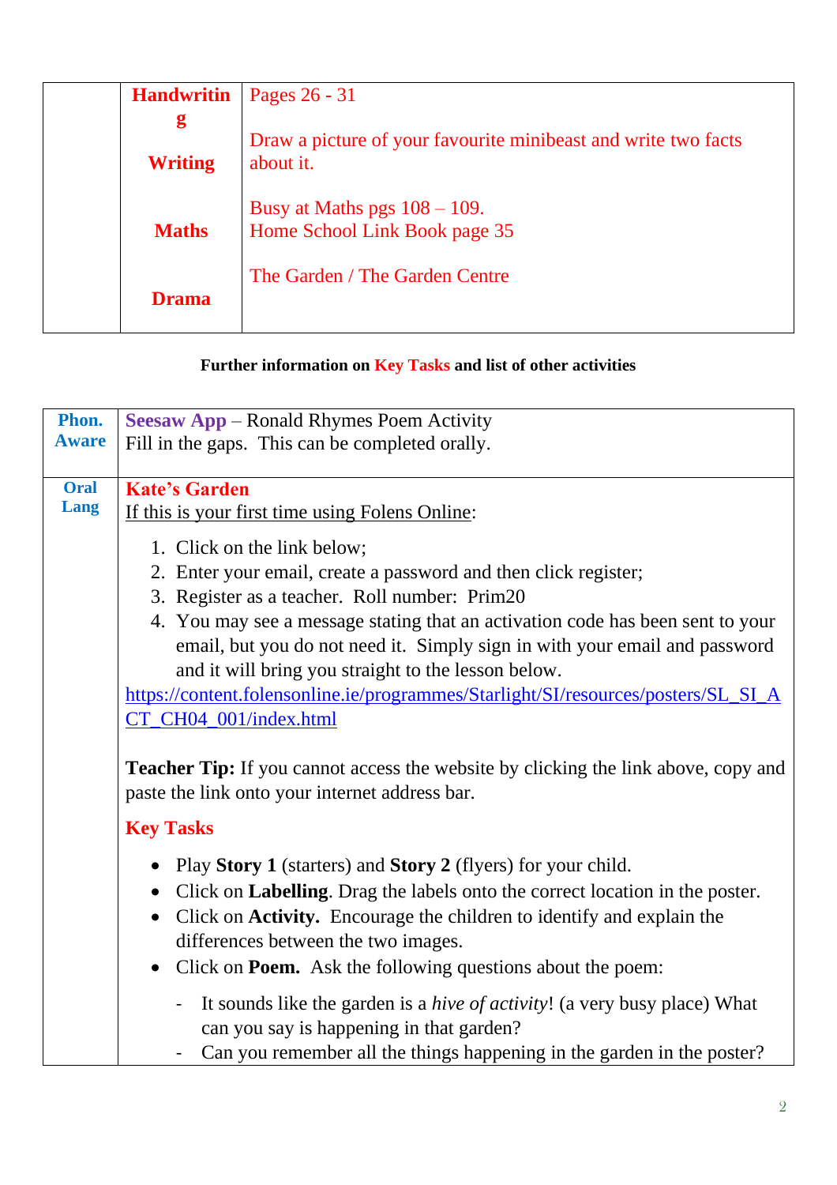| | | |
|---|---|---|
| | **Handwriting**<br><br>**Writing**<br><br>**Maths**<br><br>**Drama** | Pages 26 - 31<br><br>Draw a picture of your favourite minibeast and write two facts about it.<br><br>Busy at Maths pgs 108 – 109.<br>Home School Link Book page 35<br><br>The Garden / The Garden Centre |

**Further information on Key Tasks and list of other activities**

| | |
|---|---|
| **Phon. Aware** | **Seesaw App** – Ronald Rhymes Poem Activity<br>Fill in the gaps. This can be completed orally. |
| **Oral Lang** | **Kate's Garden**<br>If this is your first time using Folens Online:<br>1. Click on the link below;<br>2. Enter your email, create a password and then click register;<br>3. Register as a teacher. Roll number: Prim20<br>4. You may see a message stating that an activation code has been sent to your email, but you do not need it. Simply sign in with your email and password and it will bring you straight to the lesson below.<br>https://content.folensonline.ie/programmes/Starlight/SI/resources/posters/SL_SI_ACT_CH04_001/index.html<br><br>**Teacher Tip:** If you cannot access the website by clicking the link above, copy and paste the link onto your internet address bar.<br><br>**Key Tasks**<br>• Play **Story 1** (starters) and **Story 2** (flyers) for your child.<br>• Click on **Labelling**. Drag the labels onto the correct location in the poster.<br>• Click on **Activity.** Encourage the children to identify and explain the differences between the two images.<br>• Click on **Poem.** Ask the following questions about the poem:<br>- It sounds like the garden is a *hive of activity*! (a very busy place) What can you say is happening in that garden?<br>- Can you remember all the things happening in the garden in the poster? |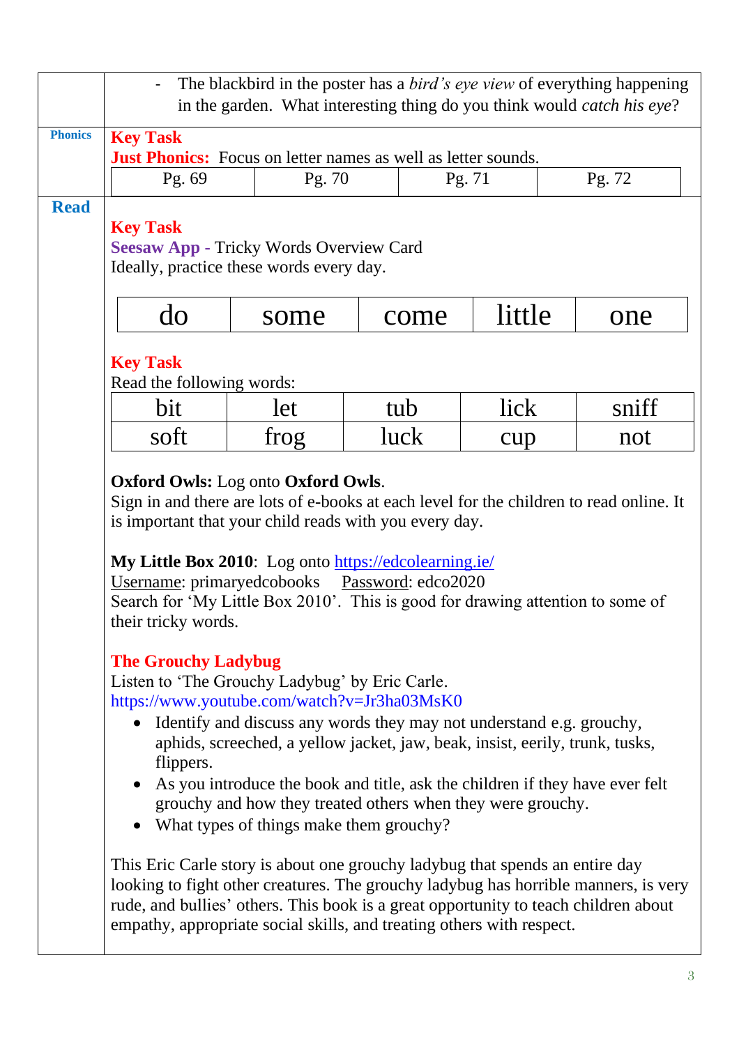- The blackbird in the poster has a *bird's eye view* of everything happening in the garden. What interesting thing do you think would *catch his eye*?

**Phonics**

**Key Task**

**Just Phonics:** Focus on letter names as well as letter sounds.

| Pg. 69 | Pg. 70 | Pg. 71 | Pg. 72 |
|---|---|---|---|

## Read

**Key Task**

**Seesaw App -** Tricky Words Overview Card
Ideally, practice these words every day.

| do | some | come | little | one |
|---|---|---|---|---|

**Key Task**

Read the following words:

| bit | let | tub | lick | sniff |
|---|---|---|---|---|
| soft | frog | luck | cup | not |

**Oxford Owls:** Log onto **Oxford Owls**.
Sign in and there are lots of e-books at each level for the children to read online. It is important that your child reads with you every day.

**My Little Box 2010**: Log onto https://edcolearning.ie/
Username: primaryedcobooks Password: edco2020
Search for 'My Little Box 2010'. This is good for drawing attention to some of their tricky words.

**The Grouchy Ladybug**

Listen to 'The Grouchy Ladybug' by Eric Carle.
https://www.youtube.com/watch?v=Jr3ha03MsK0

- Identify and discuss any words they may not understand e.g. grouchy, aphids, screeched, a yellow jacket, jaw, beak, insist, eerily, trunk, tusks, flippers.
- As you introduce the book and title, ask the children if they have ever felt grouchy and how they treated others when they were grouchy.
- What types of things make them grouchy?

This Eric Carle story is about one grouchy ladybug that spends an entire day looking to fight other creatures. The grouchy ladybug has horrible manners, is very rude, and bullies' others. This book is a great opportunity to teach children about empathy, appropriate social skills, and treating others with respect.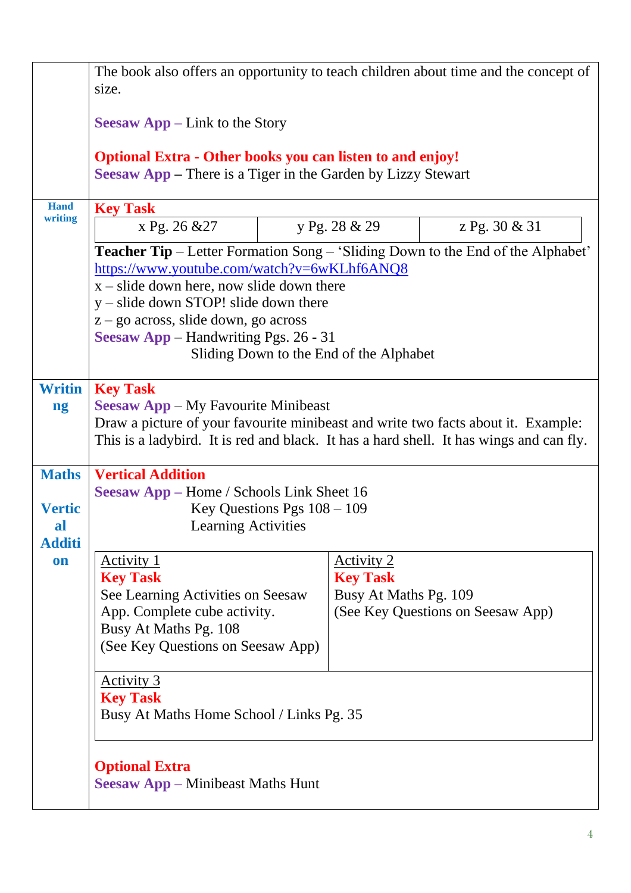| | |
|---|---|
| | The book also offers an opportunity to teach children about time and the concept of size.<br><br>**Seesaw App** – Link to the Story<br><br>**Optional Extra - Other books you can listen to and enjoy!**<br>**Seesaw App** – There is a Tiger in the Garden by Lizzy Stewart |
| **Handwriting** | **Key Task**<br>x Pg. 26 &27 \| y Pg. 28 & 29 \| z Pg. 30 & 31<br><br>**Teacher Tip** – Letter Formation Song – 'Sliding Down to the End of the Alphabet'<br>https://www.youtube.com/watch?v=6wKLhf6ANQ8<br>x – slide down here, now slide down there<br>y – slide down STOP! slide down there<br>z – go across, slide down, go across<br>**Seesaw App** – Handwriting Pgs. 26 - 31<br>Sliding Down to the End of the Alphabet |
| **Writing** | **Key Task**<br>**Seesaw App** – My Favourite Minibeast<br>Draw a picture of your favourite minibeast and write two facts about it. Example: This is a ladybird. It is red and black. It has a hard shell. It has wings and can fly. |
| **Maths**<br><br>**Vertical Addition** | **Vertical Addition**<br>**Seesaw App** – Home / Schools Link Sheet 16<br>Key Questions Pgs 108 – 109<br>Learning Activities<br><br>Activity 1<br>**Key Task**<br>See Learning Activities on Seesaw App. Complete cube activity.<br>Busy At Maths Pg. 108<br>(See Key Questions on Seesaw App)<br><br>Activity 2<br>**Key Task**<br>Busy At Maths Pg. 109<br>(See Key Questions on Seesaw App)<br><br>Activity 3<br>**Key Task**<br>Busy At Maths Home School / Links Pg. 35<br><br>**Optional Extra**<br>**Seesaw App** – Minibeast Maths Hunt |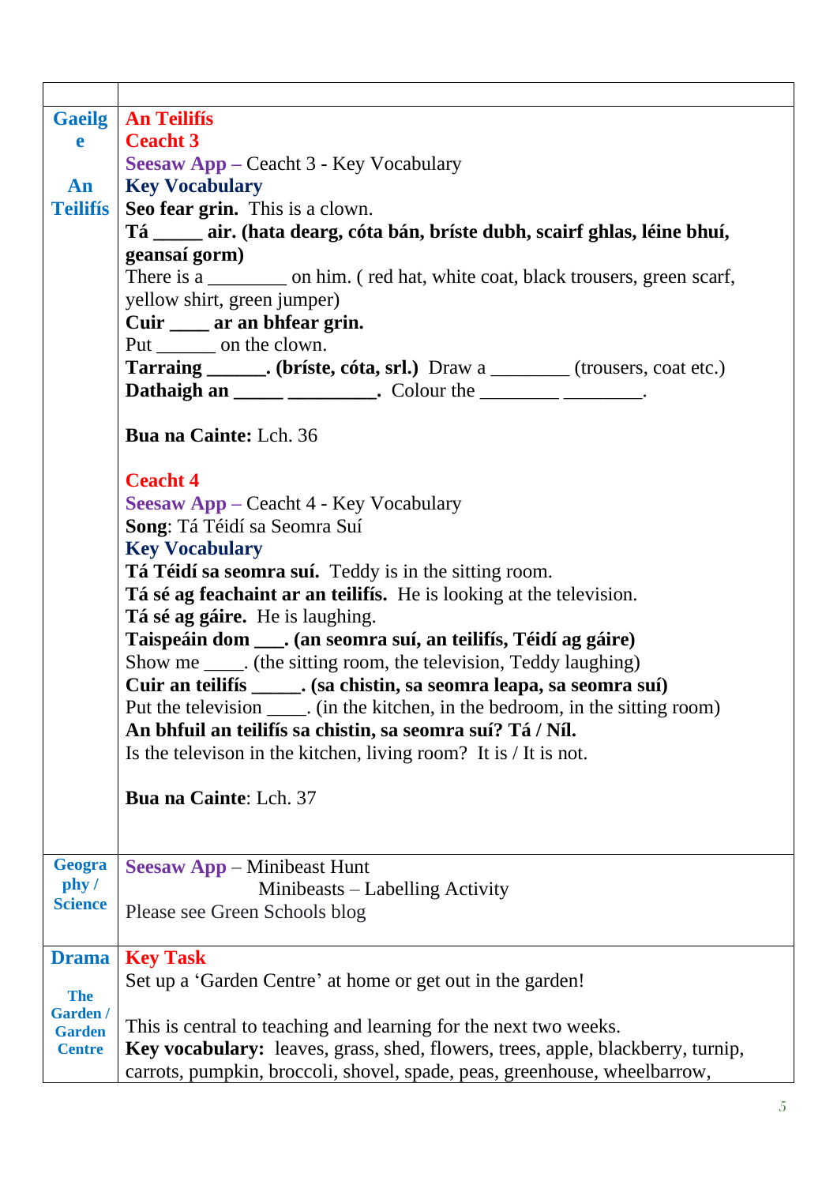| | |
|---|---|
| **Gaeilge**<br><br>**An Teilifís** | **An Teilifís**<br>**Ceacht 3**<br>**Seesaw App** – Ceacht 3 - Key Vocabulary<br>**Key Vocabulary**<br>**Seo fear grin.** This is a clown.<br>**Tá _____ air. (hata dearg, cóta bán, bríste dubh, scairf ghlas, léine bhuí, geansaí gorm)**<br>There is a ________ on him. ( red hat, white coat, black trousers, green scarf, yellow shirt, green jumper)<br>**Cuir ____ ar an bhfear grin.**<br>Put ______ on the clown.<br>**Tarraing ______. (bríste, cóta, srl.)** Draw a ________ (trousers, coat etc.)<br>**Dathaigh an _____ _________.** Colour the ________ ________.<br><br>**Bua na Cainte:** Lch. 36<br><br>**Ceacht 4**<br>**Seesaw App** – Ceacht 4 - Key Vocabulary<br>**Song**: Tá Téidí sa Seomra Suí<br>**Key Vocabulary**<br>**Tá Téidí sa seomra suí.** Teddy is in the sitting room.<br>**Tá sé ag feachaint ar an teilifís.** He is looking at the television.<br>**Tá sé ag gáire.** He is laughing.<br>**Taispeáin dom ___. (an seomra suí, an teilifís, Téidí ag gáire)**<br>Show me ____. (the sitting room, the television, Teddy laughing)<br>**Cuir an teilifís _____. (sa chistin, sa seomra leapa, sa seomra suí)**<br>Put the television ____. (in the kitchen, in the bedroom, in the sitting room)<br>**An bhfuil an teilifís sa chistin, sa seomra suí? Tá / Níl.**<br>Is the televison in the kitchen, living room? It is / It is not.<br><br>**Bua na Cainte**: Lch. 37 |
| **Geography / Science** | **Seesaw App** – Minibeast Hunt<br>Minibeasts – Labelling Activity<br>Please see Green Schools blog |
| **Drama**<br><br>**The Garden / Garden Centre** | **Key Task**<br>Set up a 'Garden Centre' at home or get out in the garden!<br><br>This is central to teaching and learning for the next two weeks.<br>**Key vocabulary:** leaves, grass, shed, flowers, trees, apple, blackberry, turnip, carrots, pumpkin, broccoli, shovel, spade, peas, greenhouse, wheelbarrow, |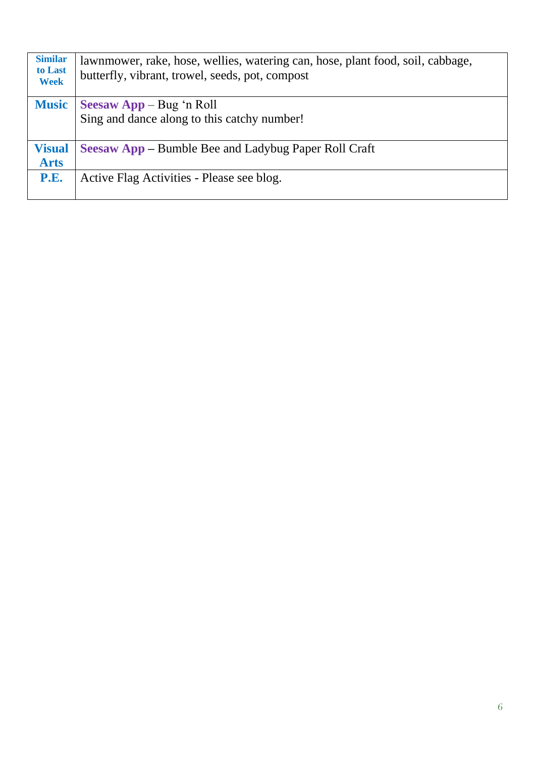| | |
|---|---|
| **Similar to Last Week** | lawnmower, rake, hose, wellies, watering can, hose, plant food, soil, cabbage, butterfly, vibrant, trowel, seeds, pot, compost |
| **Music** | **Seesaw App** – Bug 'n Roll<br>Sing and dance along to this catchy number! |
| **Visual Arts** | **Seesaw App** – Bumble Bee and Ladybug Paper Roll Craft |
| **P.E.** | Active Flag Activities - Please see blog. |